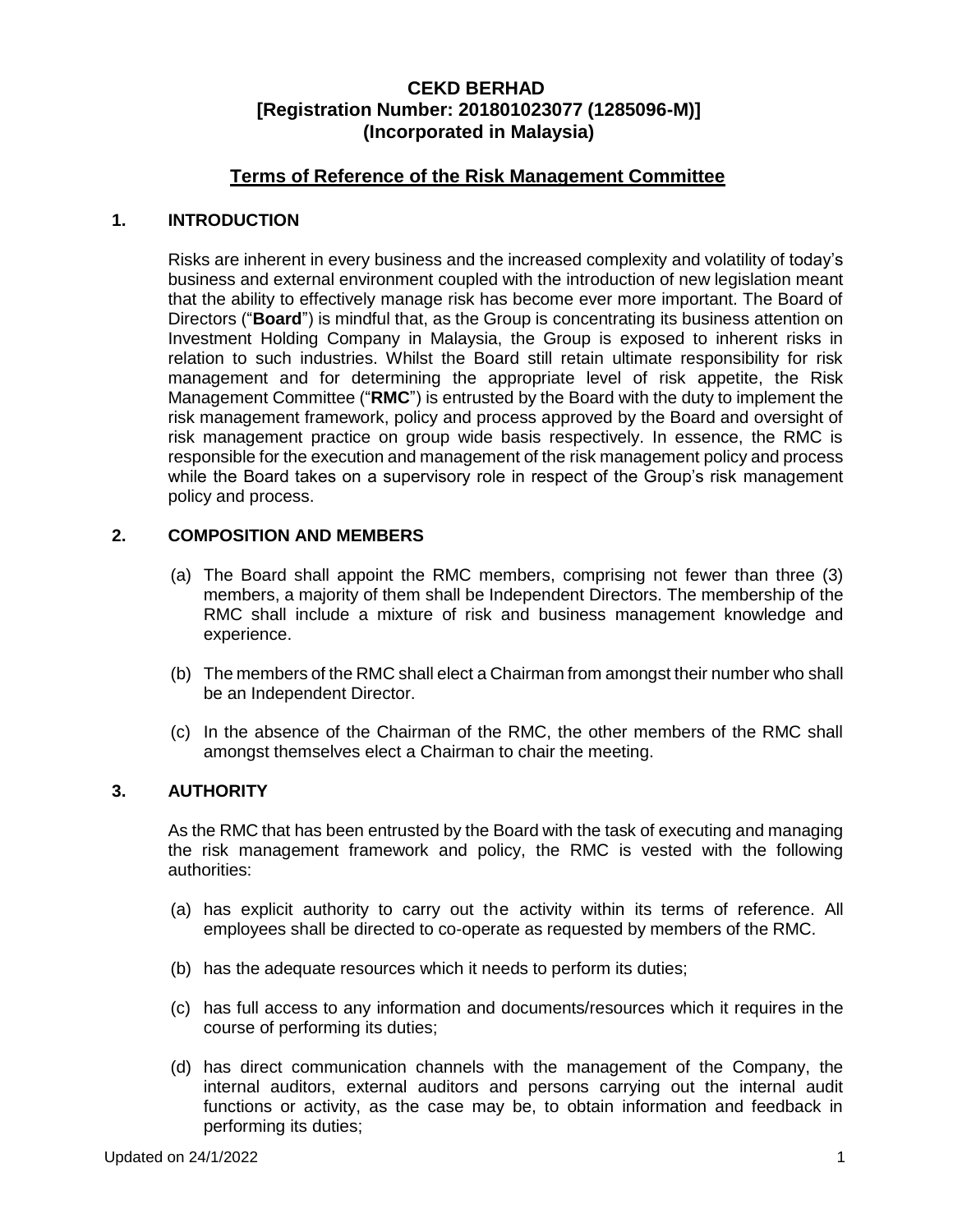# CEKD BERHAD
## [Registration Number: 201801023077 (1285096-M)]
## (Incorporated in Malaysia)

## Terms of Reference of the Risk Management Committee

### 1. INTRODUCTION

Risks are inherent in every business and the increased complexity and volatility of today's business and external environment coupled with the introduction of new legislation meant that the ability to effectively manage risk has become ever more important. The Board of Directors ("**Board**") is mindful that, as the Group is concentrating its business attention on Investment Holding Company in Malaysia, the Group is exposed to inherent risks in relation to such industries. Whilst the Board still retain ultimate responsibility for risk management and for determining the appropriate level of risk appetite, the Risk Management Committee ("**RMC**") is entrusted by the Board with the duty to implement the risk management framework, policy and process approved by the Board and oversight of risk management practice on group wide basis respectively. In essence, the RMC is responsible for the execution and management of the risk management policy and process while the Board takes on a supervisory role in respect of the Group's risk management policy and process.

### 2. COMPOSITION AND MEMBERS

(a) The Board shall appoint the RMC members, comprising not fewer than three (3) members, a majority of them shall be Independent Directors. The membership of the RMC shall include a mixture of risk and business management knowledge and experience.

(b) The members of the RMC shall elect a Chairman from amongst their number who shall be an Independent Director.

(c) In the absence of the Chairman of the RMC, the other members of the RMC shall amongst themselves elect a Chairman to chair the meeting.

### 3. AUTHORITY

As the RMC that has been entrusted by the Board with the task of executing and managing the risk management framework and policy, the RMC is vested with the following authorities:

(a) has explicit authority to carry out the activity within its terms of reference. All employees shall be directed to co-operate as requested by members of the RMC.

(b) has the adequate resources which it needs to perform its duties;

(c) has full access to any information and documents/resources which it requires in the course of performing its duties;

(d) has direct communication channels with the management of the Company, the internal auditors, external auditors and persons carrying out the internal audit functions or activity, as the case may be, to obtain information and feedback in performing its duties;

Updated on 24/1/2022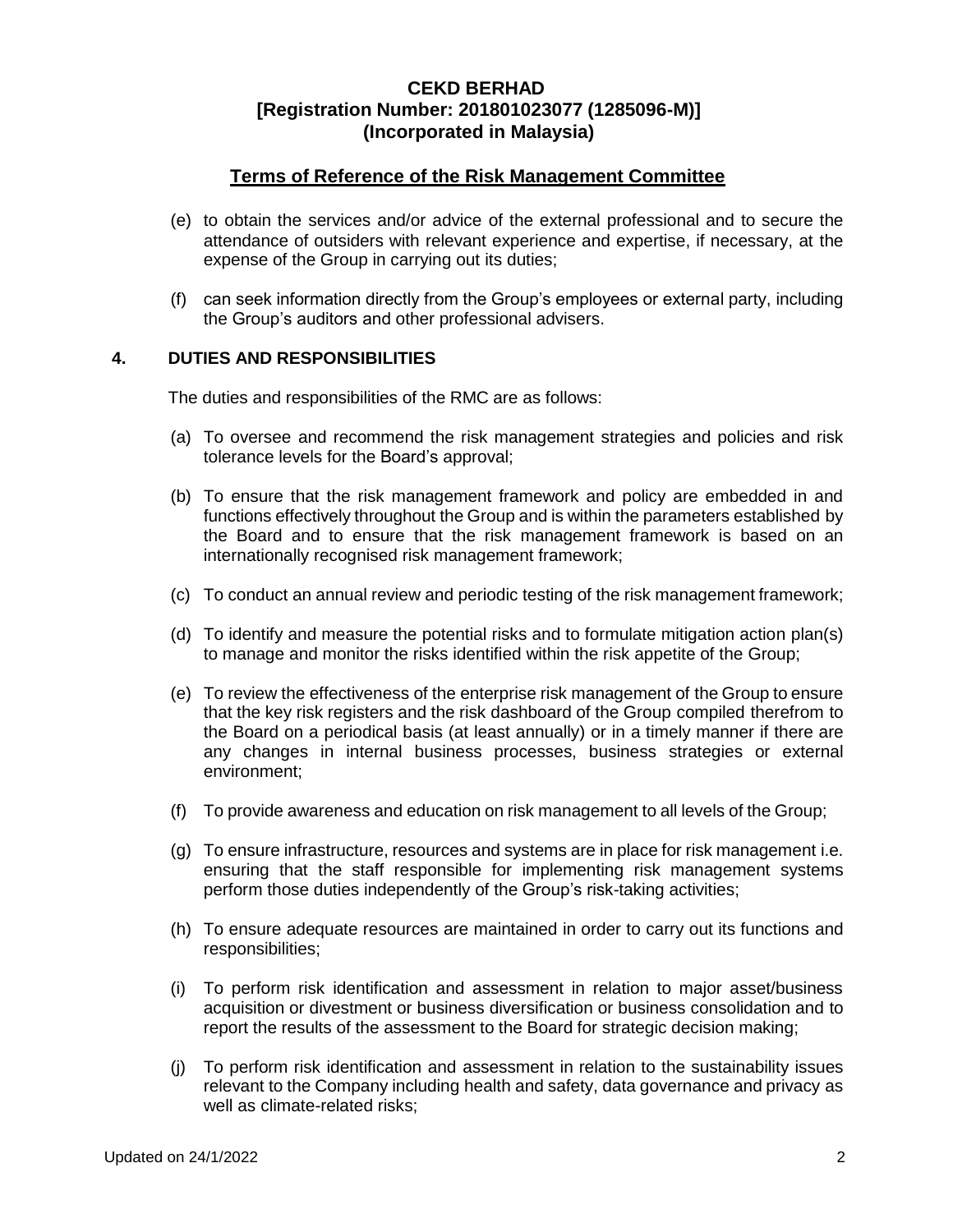(e) to obtain the services and/or advice of the external professional and to secure the attendance of outsiders with relevant experience and expertise, if necessary, at the expense of the Group in carrying out its duties;

(f) can seek information directly from the Group's employees or external party, including the Group's auditors and other professional advisers.

## 4. DUTIES AND RESPONSIBILITIES

The duties and responsibilities of the RMC are as follows:

(a) To oversee and recommend the risk management strategies and policies and risk tolerance levels for the Board's approval;

(b) To ensure that the risk management framework and policy are embedded in and functions effectively throughout the Group and is within the parameters established by the Board and to ensure that the risk management framework is based on an internationally recognised risk management framework;

(c) To conduct an annual review and periodic testing of the risk management framework;

(d) To identify and measure the potential risks and to formulate mitigation action plan(s) to manage and monitor the risks identified within the risk appetite of the Group;

(e) To review the effectiveness of the enterprise risk management of the Group to ensure that the key risk registers and the risk dashboard of the Group compiled therefrom to the Board on a periodical basis (at least annually) or in a timely manner if there are any changes in internal business processes, business strategies or external environment;

(f) To provide awareness and education on risk management to all levels of the Group;

(g) To ensure infrastructure, resources and systems are in place for risk management i.e. ensuring that the staff responsible for implementing risk management systems perform those duties independently of the Group's risk-taking activities;

(h) To ensure adequate resources are maintained in order to carry out its functions and responsibilities;

(i) To perform risk identification and assessment in relation to major asset/business acquisition or divestment or business diversification or business consolidation and to report the results of the assessment to the Board for strategic decision making;

(j) To perform risk identification and assessment in relation to the sustainability issues relevant to the Company including health and safety, data governance and privacy as well as climate-related risks;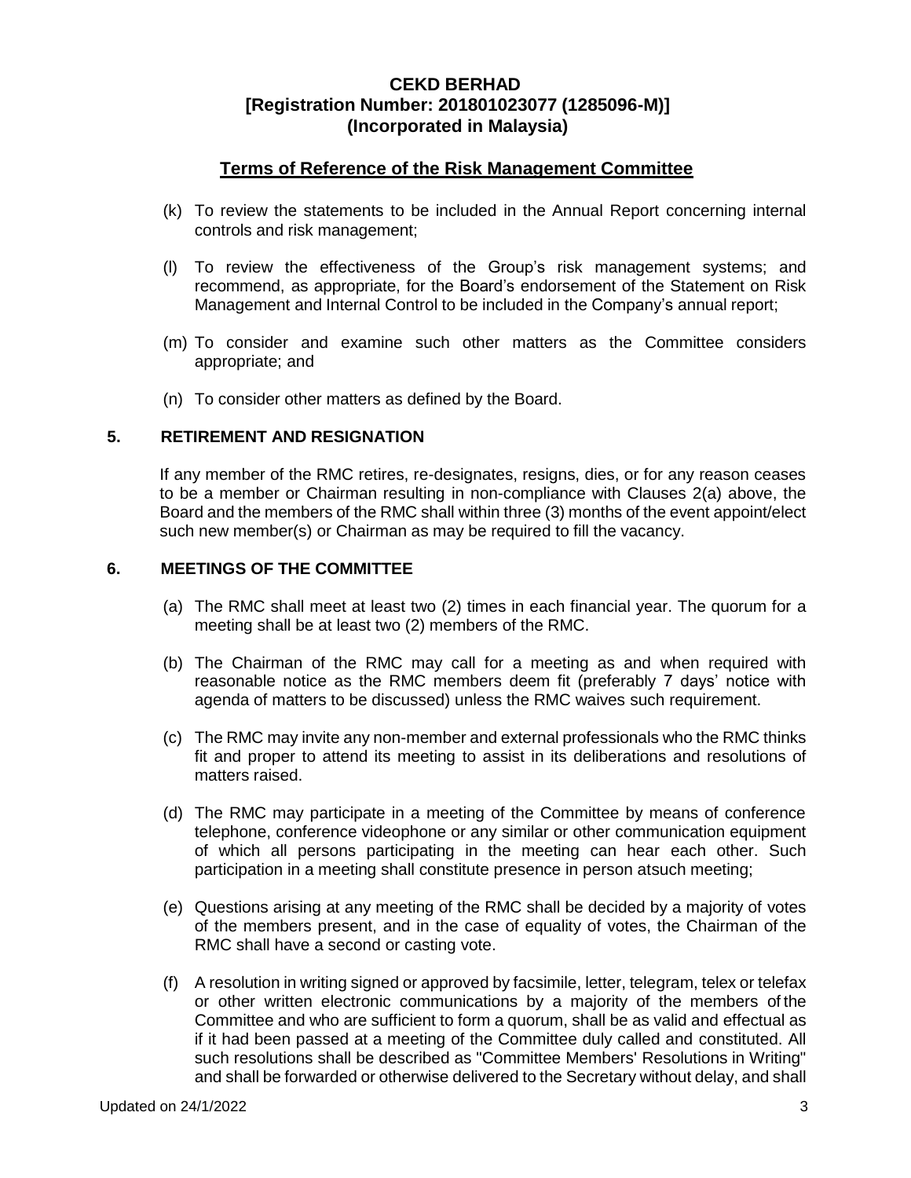# CEKD BERHAD
# [Registration Number: 201801023077 (1285096-M)]
# (Incorporated in Malaysia)

## Terms of Reference of the Risk Management Committee

(k) To review the statements to be included in the Annual Report concerning internal controls and risk management;

(l) To review the effectiveness of the Group's risk management systems; and recommend, as appropriate, for the Board's endorsement of the Statement on Risk Management and Internal Control to be included in the Company's annual report;

(m) To consider and examine such other matters as the Committee considers appropriate; and

(n) To consider other matters as defined by the Board.

### 5. RETIREMENT AND RESIGNATION

If any member of the RMC retires, re-designates, resigns, dies, or for any reason ceases to be a member or Chairman resulting in non-compliance with Clauses 2(a) above, the Board and the members of the RMC shall within three (3) months of the event appoint/elect such new member(s) or Chairman as may be required to fill the vacancy.

### 6. MEETINGS OF THE COMMITTEE

(a) The RMC shall meet at least two (2) times in each financial year. The quorum for a meeting shall be at least two (2) members of the RMC.

(b) The Chairman of the RMC may call for a meeting as and when required with reasonable notice as the RMC members deem fit (preferably 7 days' notice with agenda of matters to be discussed) unless the RMC waives such requirement.

(c) The RMC may invite any non-member and external professionals who the RMC thinks fit and proper to attend its meeting to assist in its deliberations and resolutions of matters raised.

(d) The RMC may participate in a meeting of the Committee by means of conference telephone, conference videophone or any similar or other communication equipment of which all persons participating in the meeting can hear each other. Such participation in a meeting shall constitute presence in person atsuch meeting;

(e) Questions arising at any meeting of the RMC shall be decided by a majority of votes of the members present, and in the case of equality of votes, the Chairman of the RMC shall have a second or casting vote.

(f) A resolution in writing signed or approved by facsimile, letter, telegram, telex or telefax or other written electronic communications by a majority of the members of the Committee and who are sufficient to form a quorum, shall be as valid and effectual as if it had been passed at a meeting of the Committee duly called and constituted. All such resolutions shall be described as "Committee Members' Resolutions in Writing" and shall be forwarded or otherwise delivered to the Secretary without delay, and shall

Updated on 24/1/2022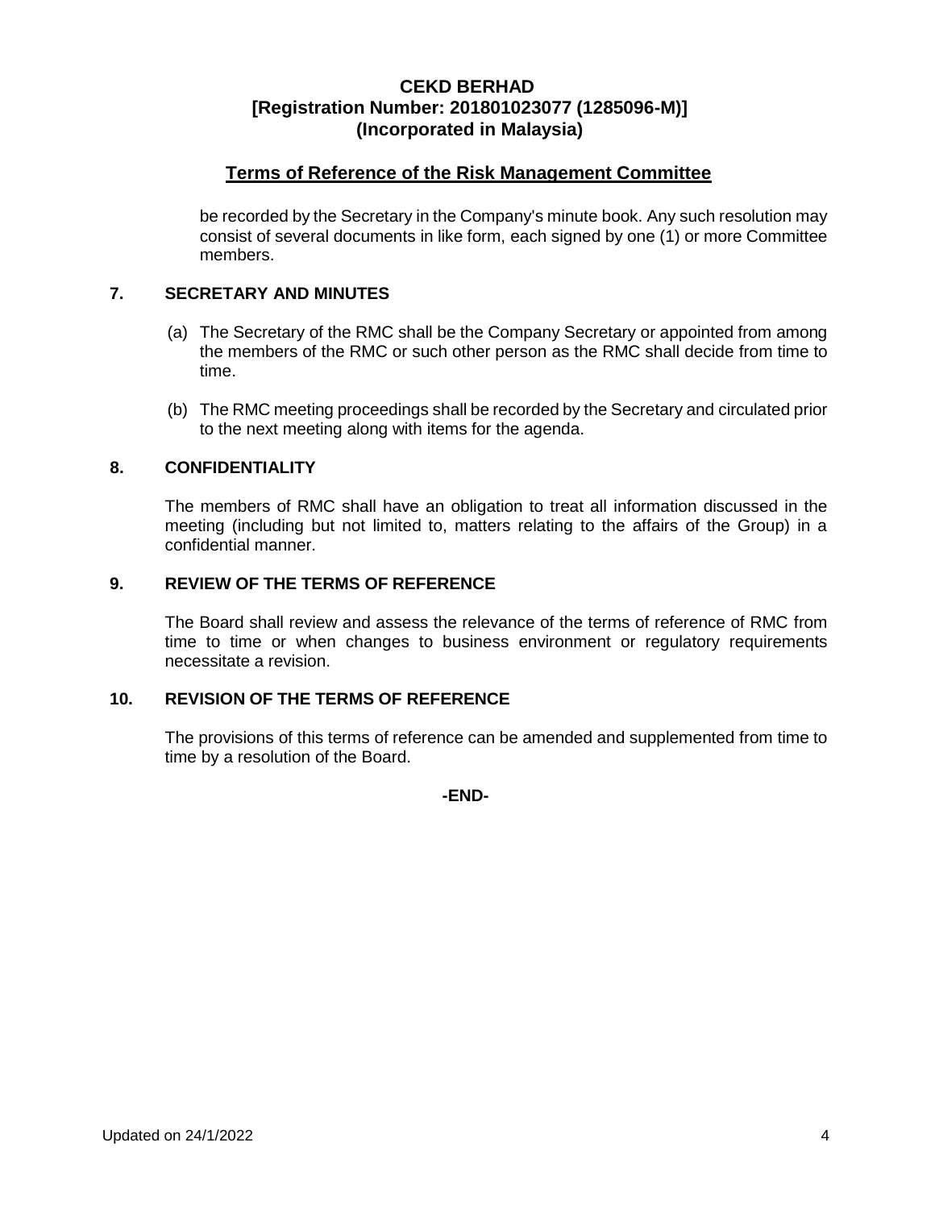be recorded by the Secretary in the Company's minute book. Any such resolution may consist of several documents in like form, each signed by one (1) or more Committee members.

## 7. SECRETARY AND MINUTES

(a) The Secretary of the RMC shall be the Company Secretary or appointed from among the members of the RMC or such other person as the RMC shall decide from time to time.

(b) The RMC meeting proceedings shall be recorded by the Secretary and circulated prior to the next meeting along with items for the agenda.

## 8. CONFIDENTIALITY

The members of RMC shall have an obligation to treat all information discussed in the meeting (including but not limited to, matters relating to the affairs of the Group) in a confidential manner.

## 9. REVIEW OF THE TERMS OF REFERENCE

The Board shall review and assess the relevance of the terms of reference of RMC from time to time or when changes to business environment or regulatory requirements necessitate a revision.

## 10. REVISION OF THE TERMS OF REFERENCE

The provisions of this terms of reference can be amended and supplemented from time to time by a resolution of the Board.

**-END-**